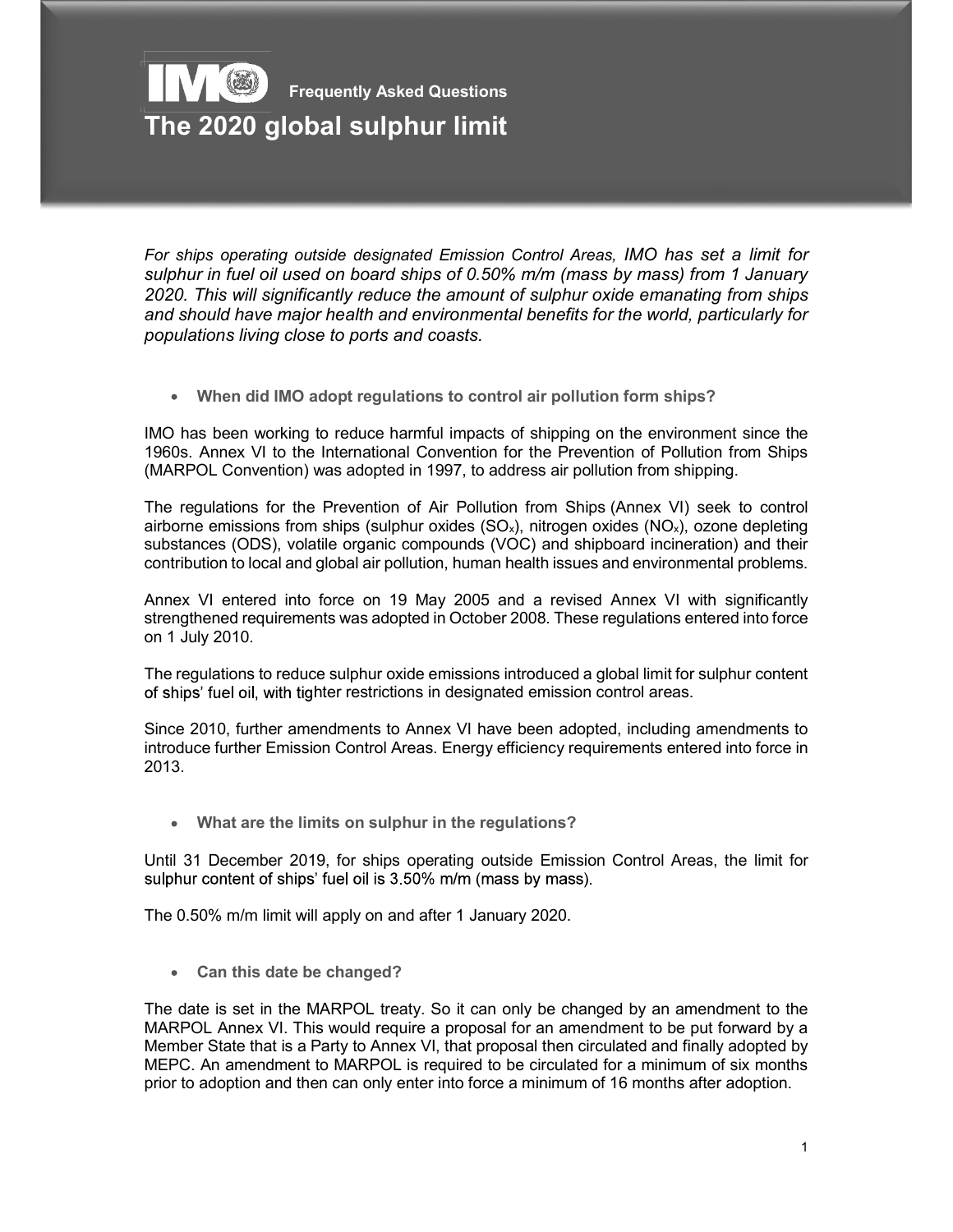Frequently Asked Questions

# The 2020 global sulphur limit

*For ships operating outside designated Emission Control Areas, IMO has set a limit for sulphur in fuel oil used on board ships of 0.50% m/m (mass by mass) from 1 January 2020. This will significantly reduce the amount of sulphur oxide emanating from ships and should have major health and environmental benefits for the world, particularly for populations living close to ports and coasts.*

- **When did IMO adopt regulations to control air pollution form ships?**

IMO has been working to reduce harmful impacts of shipping on the environment since the 1960s. Annex VI to the International Convention for the Prevention of Pollution from Ships (MARPOL Convention) was adopted in 1997, to address air pollution from shipping.

The regulations for the Prevention of Air Pollution from Ships (Annex VI) seek to control airborne emissions from ships (sulphur oxides ($SO_x$), nitrogen oxides ($NO_x$), ozone depleting substances (ODS), volatile organic compounds (VOC) and shipboard incineration) and their contribution to local and global air pollution, human health issues and environmental problems.

Annex VI entered into force on 19 May 2005 and a revised Annex VI with significantly strengthened requirements was adopted in October 2008. These regulations entered into force on 1 July 2010.

The regulations to reduce sulphur oxide emissions introduced a global limit for sulphur content of ships' fuel oil, with tighter restrictions in designated emission control areas.

Since 2010, further amendments to Annex VI have been adopted, including amendments to introduce further Emission Control Areas. Energy efficiency requirements entered into force in 2013.

- **What are the limits on sulphur in the regulations?**

Until 31 December 2019, for ships operating outside Emission Control Areas, the limit for sulphur content of ships' fuel oil is 3.50% m/m (mass by mass).

The 0.50% m/m limit will apply on and after 1 January 2020.

- **Can this date be changed?**

The date is set in the MARPOL treaty. So it can only be changed by an amendment to the MARPOL Annex VI. This would require a proposal for an amendment to be put forward by a Member State that is a Party to Annex VI, that proposal then circulated and finally adopted by MEPC. An amendment to MARPOL is required to be circulated for a minimum of six months prior to adoption and then can only enter into force a minimum of 16 months after adoption.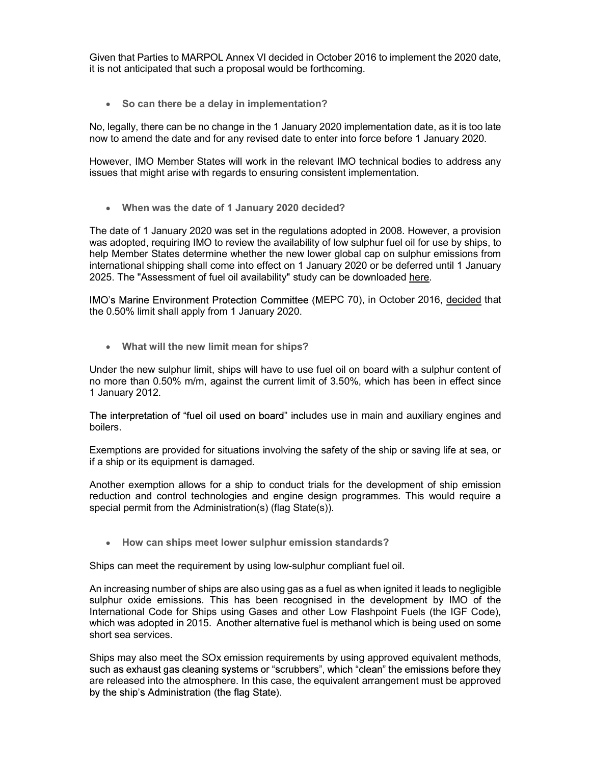Given that Parties to MARPOL Annex VI decided in October 2016 to implement the 2020 date, it is not anticipated that such a proposal would be forthcoming.

- **So can there be a delay in implementation?**

No, legally, there can be no change in the 1 January 2020 implementation date, as it is too late now to amend the date and for any revised date to enter into force before 1 January 2020.

However, IMO Member States will work in the relevant IMO technical bodies to address any issues that might arise with regards to ensuring consistent implementation.

- **When was the date of 1 January 2020 decided?**

The date of 1 January 2020 was set in the regulations adopted in 2008. However, a provision was adopted, requiring IMO to review the availability of low sulphur fuel oil for use by ships, to help Member States determine whether the new lower global cap on sulphur emissions from international shipping shall come into effect on 1 January 2020 or be deferred until 1 January 2025. The "Assessment of fuel oil availability" study can be downloaded here.

IMO's Marine Environment Protection Committee (MEPC 70), in October 2016, decided that the 0.50% limit shall apply from 1 January 2020.

- **What will the new limit mean for ships?**

Under the new sulphur limit, ships will have to use fuel oil on board with a sulphur content of no more than 0.50% m/m, against the current limit of 3.50%, which has been in effect since 1 January 2012.

The interpretation of "fuel oil used on board" includes use in main and auxiliary engines and boilers.

Exemptions are provided for situations involving the safety of the ship or saving life at sea, or if a ship or its equipment is damaged.

Another exemption allows for a ship to conduct trials for the development of ship emission reduction and control technologies and engine design programmes. This would require a special permit from the Administration(s) (flag State(s)).

- **How can ships meet lower sulphur emission standards?**

Ships can meet the requirement by using low-sulphur compliant fuel oil.

An increasing number of ships are also using gas as a fuel as when ignited it leads to negligible sulphur oxide emissions. This has been recognised in the development by IMO of the International Code for Ships using Gases and other Low Flashpoint Fuels (the IGF Code), which was adopted in 2015. Another alternative fuel is methanol which is being used on some short sea services.

Ships may also meet the SOx emission requirements by using approved equivalent methods, such as exhaust gas cleaning systems or "scrubbers", which "clean" the emissions before they are released into the atmosphere. In this case, the equivalent arrangement must be approved by the ship's Administration (the flag State).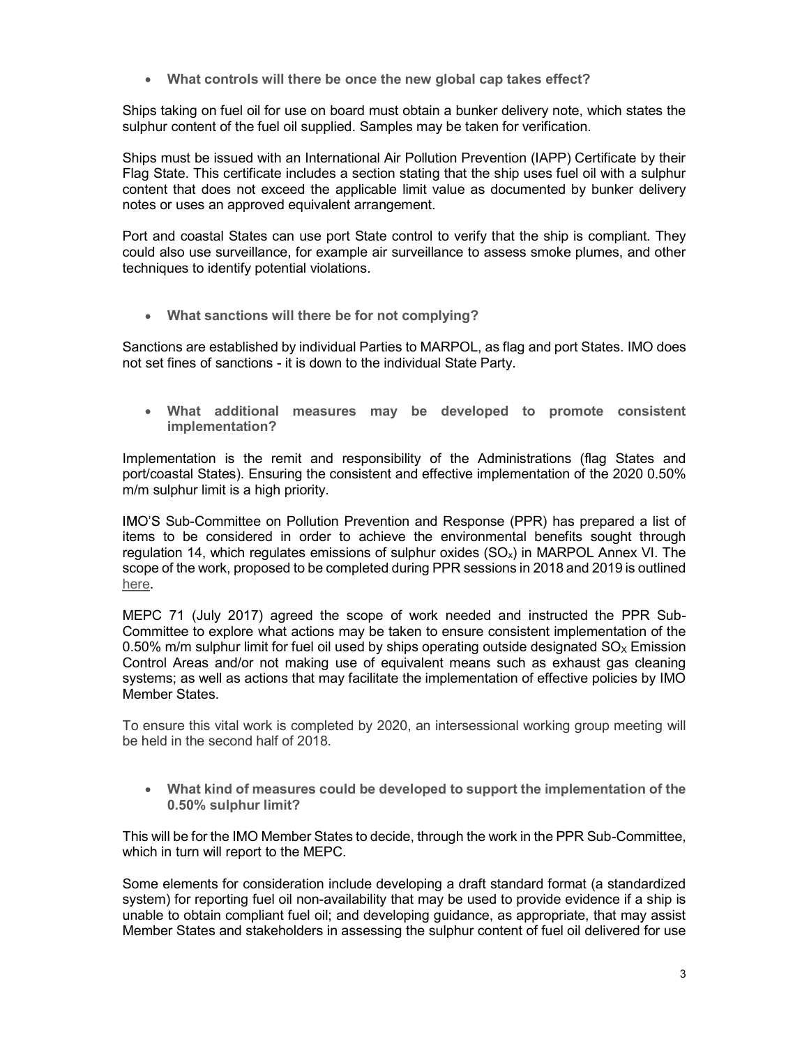- **What controls will there be once the new global cap takes effect?**

Ships taking on fuel oil for use on board must obtain a bunker delivery note, which states the sulphur content of the fuel oil supplied. Samples may be taken for verification.

Ships must be issued with an International Air Pollution Prevention (IAPP) Certificate by their Flag State. This certificate includes a section stating that the ship uses fuel oil with a sulphur content that does not exceed the applicable limit value as documented by bunker delivery notes or uses an approved equivalent arrangement.

Port and coastal States can use port State control to verify that the ship is compliant. They could also use surveillance, for example air surveillance to assess smoke plumes, and other techniques to identify potential violations.

- **What sanctions will there be for not complying?**

Sanctions are established by individual Parties to MARPOL, as flag and port States. IMO does not set fines of sanctions - it is down to the individual State Party.

- **What additional measures may be developed to promote consistent implementation?**

Implementation is the remit and responsibility of the Administrations (flag States and port/coastal States). Ensuring the consistent and effective implementation of the 2020 0.50% m/m sulphur limit is a high priority.

IMO'S Sub-Committee on Pollution Prevention and Response (PPR) has prepared a list of items to be considered in order to achieve the environmental benefits sought through regulation 14, which regulates emissions of sulphur oxides ($SO_x$) in MARPOL Annex VI. The scope of the work, proposed to be completed during PPR sessions in 2018 and 2019 is outlined here.

MEPC 71 (July 2017) agreed the scope of work needed and instructed the PPR Sub-Committee to explore what actions may be taken to ensure consistent implementation of the 0.50% m/m sulphur limit for fuel oil used by ships operating outside designated $SO_X$ Emission Control Areas and/or not making use of equivalent means such as exhaust gas cleaning systems; as well as actions that may facilitate the implementation of effective policies by IMO Member States.

To ensure this vital work is completed by 2020, an intersessional working group meeting will be held in the second half of 2018.

- **What kind of measures could be developed to support the implementation of the 0.50% sulphur limit?**

This will be for the IMO Member States to decide, through the work in the PPR Sub-Committee, which in turn will report to the MEPC.

Some elements for consideration include developing a draft standard format (a standardized system) for reporting fuel oil non-availability that may be used to provide evidence if a ship is unable to obtain compliant fuel oil; and developing guidance, as appropriate, that may assist Member States and stakeholders in assessing the sulphur content of fuel oil delivered for use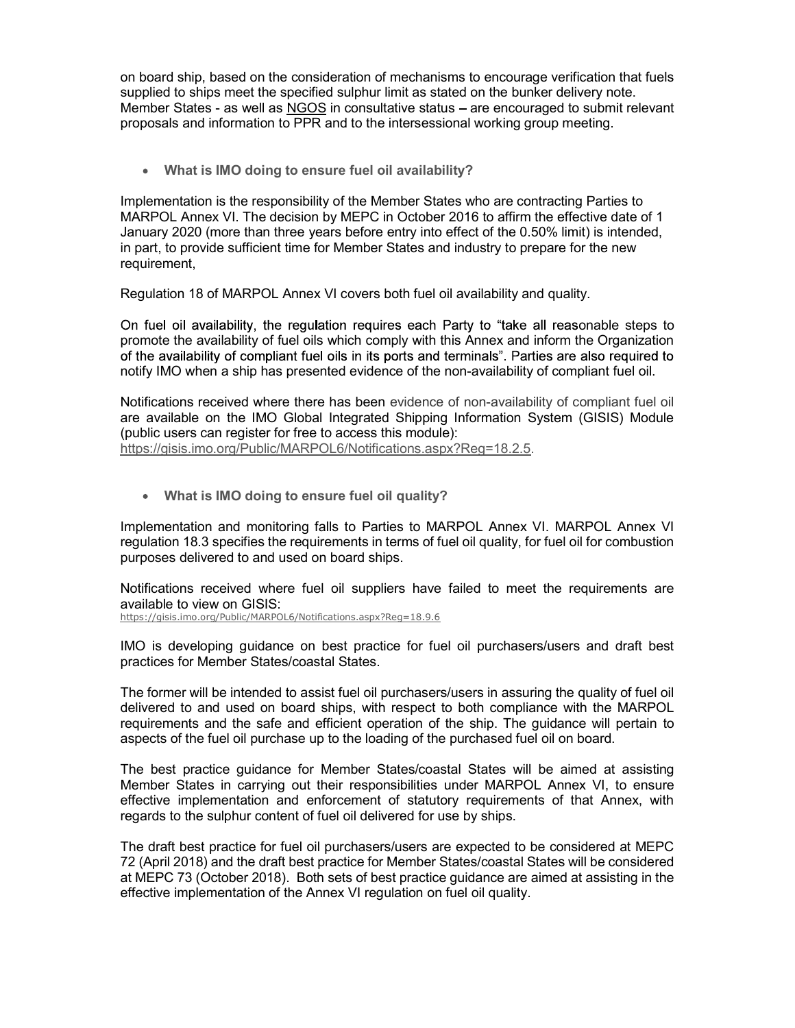on board ship, based on the consideration of mechanisms to encourage verification that fuels supplied to ships meet the specified sulphur limit as stated on the bunker delivery note. Member States - as well as NGOS in consultative status – are encouraged to submit relevant proposals and information to PPR and to the intersessional working group meeting.

- **What is IMO doing to ensure fuel oil availability?**

Implementation is the responsibility of the Member States who are contracting Parties to MARPOL Annex VI. The decision by MEPC in October 2016 to affirm the effective date of 1 January 2020 (more than three years before entry into effect of the 0.50% limit) is intended, in part, to provide sufficient time for Member States and industry to prepare for the new requirement,

Regulation 18 of MARPOL Annex VI covers both fuel oil availability and quality.

On fuel oil availability, the regulation requires each Party to "take all reasonable steps to promote the availability of fuel oils which comply with this Annex and inform the Organization of the availability of compliant fuel oils in its ports and terminals". Parties are also required to notify IMO when a ship has presented evidence of the non-availability of compliant fuel oil.

Notifications received where there has been evidence of non-availability of compliant fuel oil are available on the IMO Global Integrated Shipping Information System (GISIS) Module (public users can register for free to access this module): https://gisis.imo.org/Public/MARPOL6/Notifications.aspx?Reg=18.2.5.

- **What is IMO doing to ensure fuel oil quality?**

Implementation and monitoring falls to Parties to MARPOL Annex VI. MARPOL Annex VI regulation 18.3 specifies the requirements in terms of fuel oil quality, for fuel oil for combustion purposes delivered to and used on board ships.

Notifications received where fuel oil suppliers have failed to meet the requirements are available to view on GISIS:
https://gisis.imo.org/Public/MARPOL6/Notifications.aspx?Reg=18.9.6

IMO is developing guidance on best practice for fuel oil purchasers/users and draft best practices for Member States/coastal States.

The former will be intended to assist fuel oil purchasers/users in assuring the quality of fuel oil delivered to and used on board ships, with respect to both compliance with the MARPOL requirements and the safe and efficient operation of the ship. The guidance will pertain to aspects of the fuel oil purchase up to the loading of the purchased fuel oil on board.

The best practice guidance for Member States/coastal States will be aimed at assisting Member States in carrying out their responsibilities under MARPOL Annex VI, to ensure effective implementation and enforcement of statutory requirements of that Annex, with regards to the sulphur content of fuel oil delivered for use by ships.

The draft best practice for fuel oil purchasers/users are expected to be considered at MEPC 72 (April 2018) and the draft best practice for Member States/coastal States will be considered at MEPC 73 (October 2018). Both sets of best practice guidance are aimed at assisting in the effective implementation of the Annex VI regulation on fuel oil quality.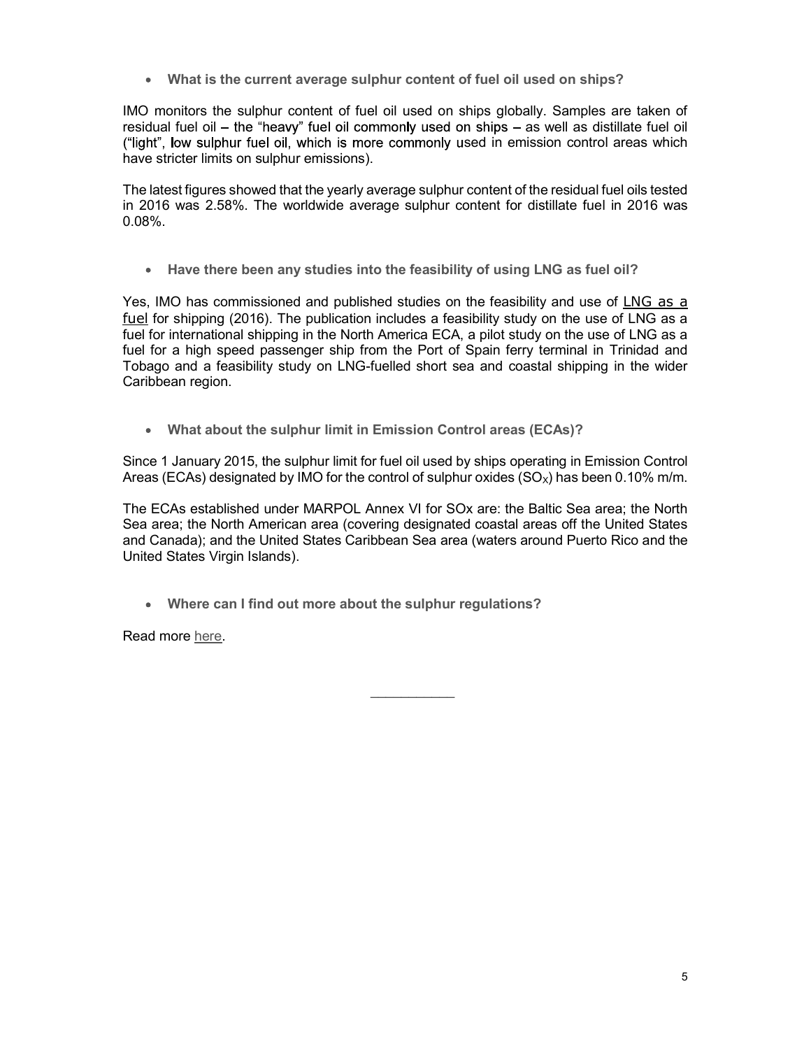- **What is the current average sulphur content of fuel oil used on ships?**

IMO monitors the sulphur content of fuel oil used on ships globally. Samples are taken of residual fuel oil – the "heavy" fuel oil commonly used on ships – as well as distillate fuel oil ("light", low sulphur fuel oil, which is more commonly used in emission control areas which have stricter limits on sulphur emissions).

The latest figures showed that the yearly average sulphur content of the residual fuel oils tested in 2016 was 2.58%. The worldwide average sulphur content for distillate fuel in 2016 was 0.08%.

- **Have there been any studies into the feasibility of using LNG as fuel oil?**

Yes, IMO has commissioned and published studies on the feasibility and use of LNG as a fuel for shipping (2016). The publication includes a feasibility study on the use of LNG as a fuel for international shipping in the North America ECA, a pilot study on the use of LNG as a fuel for a high speed passenger ship from the Port of Spain ferry terminal in Trinidad and Tobago and a feasibility study on LNG-fuelled short sea and coastal shipping in the wider Caribbean region.

- **What about the sulphur limit in Emission Control areas (ECAs)?**

Since 1 January 2015, the sulphur limit for fuel oil used by ships operating in Emission Control Areas (ECAs) designated by IMO for the control of sulphur oxides ($SO_X$) has been 0.10% m/m.

The ECAs established under MARPOL Annex VI for SOx are: the Baltic Sea area; the North Sea area; the North American area (covering designated coastal areas off the United States and Canada); and the United States Caribbean Sea area (waters around Puerto Rico and the United States Virgin Islands).

- **Where can I find out more about the sulphur regulations?**

Read more here.

___________